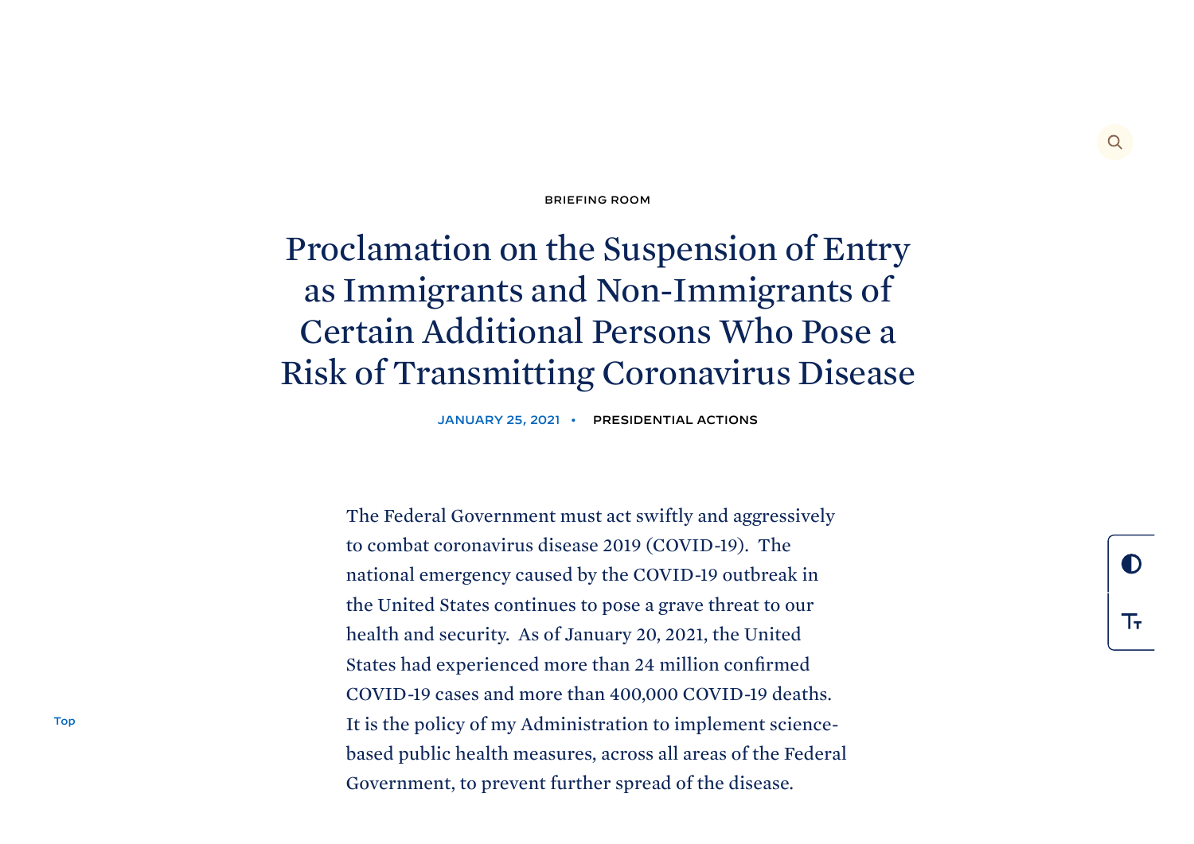BRIEFING ROOM

# Proclamation on the Suspension of Entry as Immigrants and Non-Immigrants of Certain Additional Persons Who Pose a Risk of Transmitting Coronavirus Disease

JANUARY 25, 2021 • PRESIDENTIAL ACTIONS

The Federal Government must act swiftly and aggressively to combat coronavirus disease 2019 (COVID-19). The national emergency caused by the COVID-19 outbreak in the United States continues to pose a grave threat to our health and security. As of January 20, 2021, the United States had experienced more than 24 million confirmed COVID-19 cases and more than 400,000 COVID-19 deaths. It is the policy of my Administration to implement science-based public health measures, across all areas of the Federal Government, to prevent further spread of the disease.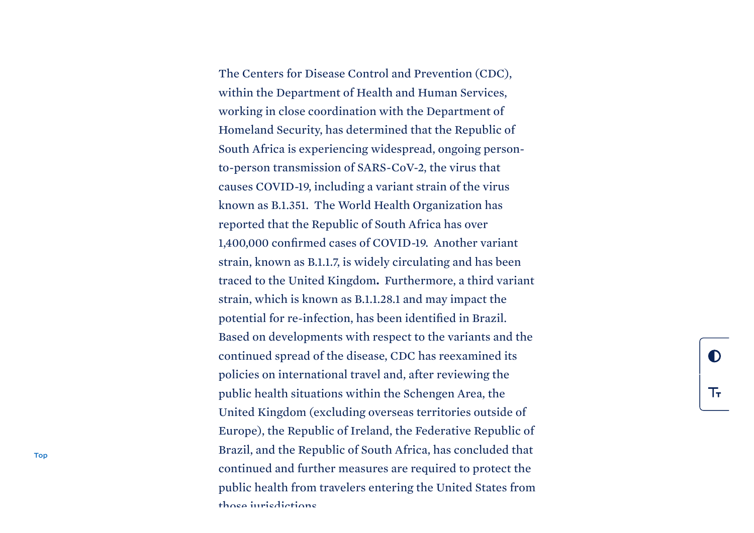The Centers for Disease Control and Prevention (CDC), within the Department of Health and Human Services, working in close coordination with the Department of Homeland Security, has determined that the Republic of South Africa is experiencing widespread, ongoing person-to-person transmission of SARS-CoV-2, the virus that causes COVID-19, including a variant strain of the virus known as B.1.351. The World Health Organization has reported that the Republic of South Africa has over 1,400,000 confirmed cases of COVID-19. Another variant strain, known as B.1.1.7, is widely circulating and has been traced to the United Kingdom**.** Furthermore, a third variant strain, which is known as B.1.1.28.1 and may impact the potential for re-infection, has been identified in Brazil. Based on developments with respect to the variants and the continued spread of the disease, CDC has reexamined its policies on international travel and, after reviewing the public health situations within the Schengen Area, the United Kingdom (excluding overseas territories outside of Europe), the Republic of Ireland, the Federative Republic of Brazil, and the Republic of South Africa, has concluded that continued and further measures are required to protect the public health from travelers entering the United States from those jurisdictions.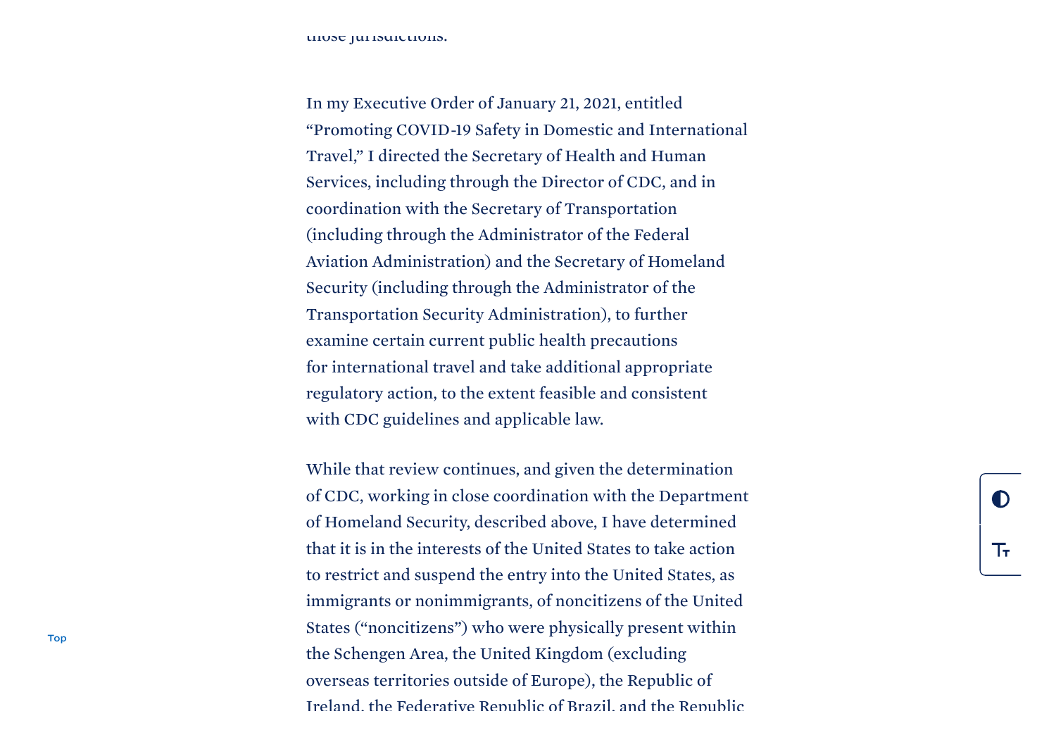those jurisdictions.

In my Executive Order of January 21, 2021, entitled "Promoting COVID-19 Safety in Domestic and International Travel," I directed the Secretary of Health and Human Services, including through the Director of CDC, and in coordination with the Secretary of Transportation (including through the Administrator of the Federal Aviation Administration) and the Secretary of Homeland Security (including through the Administrator of the Transportation Security Administration), to further examine certain current public health precautions for international travel and take additional appropriate regulatory action, to the extent feasible and consistent with CDC guidelines and applicable law.

While that review continues, and given the determination of CDC, working in close coordination with the Department of Homeland Security, described above, I have determined that it is in the interests of the United States to take action to restrict and suspend the entry into the United States, as immigrants or nonimmigrants, of noncitizens of the United States ("noncitizens") who were physically present within the Schengen Area, the United Kingdom (excluding overseas territories outside of Europe), the Republic of Ireland, the Federative Republic of Brazil, and the Republic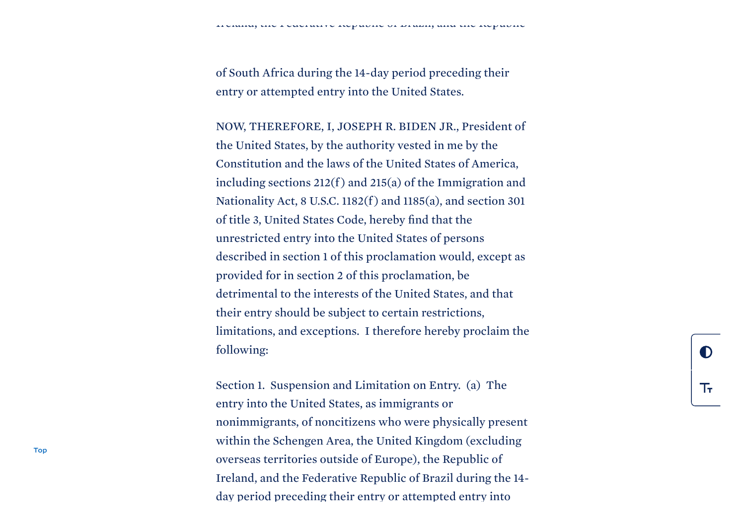Ireland, the Federative Republic of Brazil, and the Republic

of South Africa during the 14-day period preceding their entry or attempted entry into the United States.

NOW, THEREFORE, I, JOSEPH R. BIDEN JR., President of the United States, by the authority vested in me by the Constitution and the laws of the United States of America, including sections 212(f) and 215(a) of the Immigration and Nationality Act, 8 U.S.C. 1182(f) and 1185(a), and section 301 of title 3, United States Code, hereby find that the unrestricted entry into the United States of persons described in section 1 of this proclamation would, except as provided for in section 2 of this proclamation, be detrimental to the interests of the United States, and that their entry should be subject to certain restrictions, limitations, and exceptions. I therefore hereby proclaim the following:

Section 1. Suspension and Limitation on Entry. (a) The entry into the United States, as immigrants or nonimmigrants, of noncitizens who were physically present within the Schengen Area, the United Kingdom (excluding overseas territories outside of Europe), the Republic of Ireland, and the Federative Republic of Brazil during the 14-day period preceding their entry or attempted entry into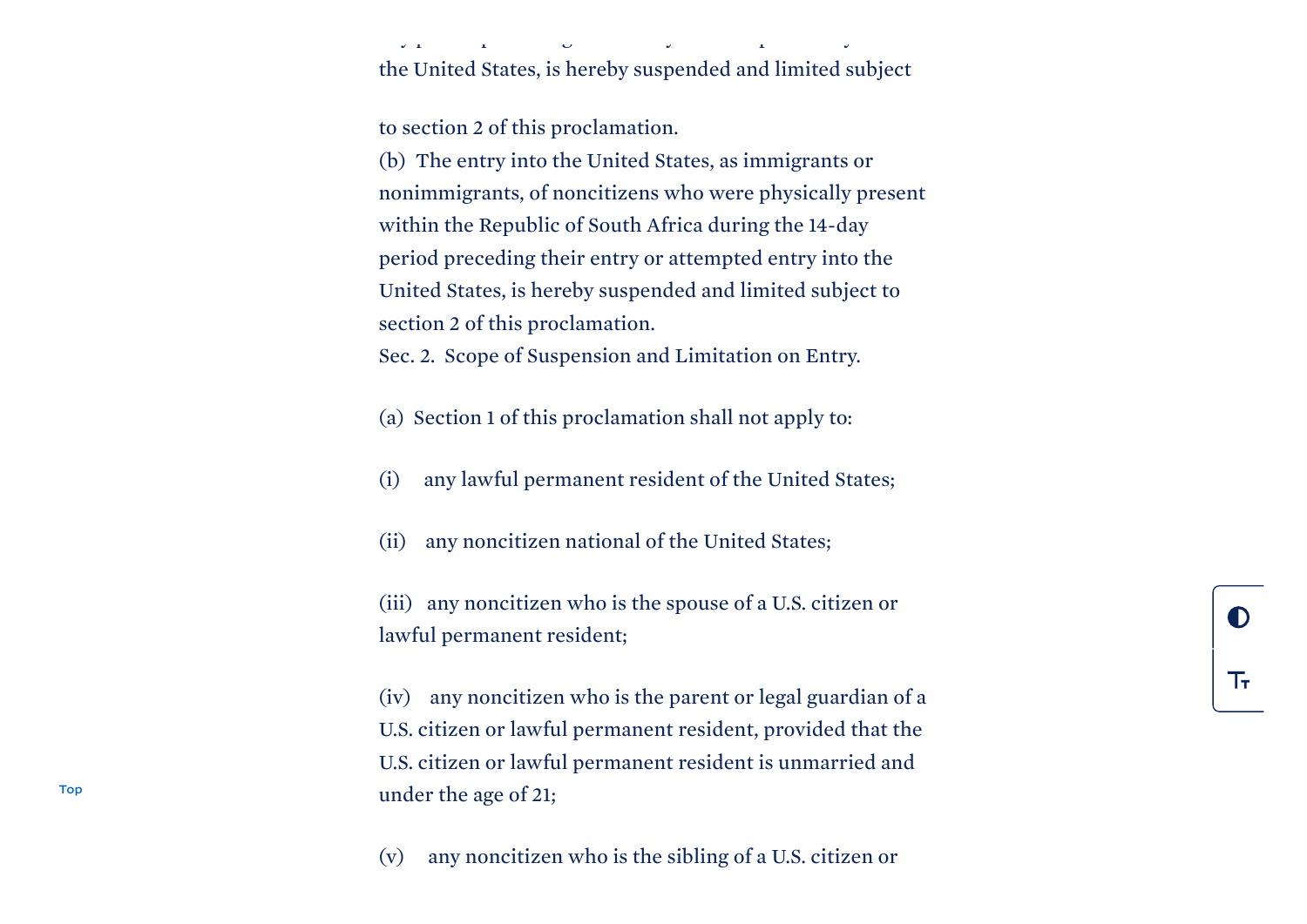the United States, is hereby suspended and limited subject

to section 2 of this proclamation.

(b) The entry into the United States, as immigrants or nonimmigrants, of noncitizens who were physically present within the Republic of South Africa during the 14-day period preceding their entry or attempted entry into the United States, is hereby suspended and limited subject to section 2 of this proclamation.

Sec. 2. Scope of Suspension and Limitation on Entry.

(a) Section 1 of this proclamation shall not apply to:

(i) any lawful permanent resident of the United States;

(ii) any noncitizen national of the United States;

(iii) any noncitizen who is the spouse of a U.S. citizen or lawful permanent resident;

(iv) any noncitizen who is the parent or legal guardian of a U.S. citizen or lawful permanent resident, provided that the U.S. citizen or lawful permanent resident is unmarried and under the age of 21;

(v) any noncitizen who is the sibling of a U.S. citizen or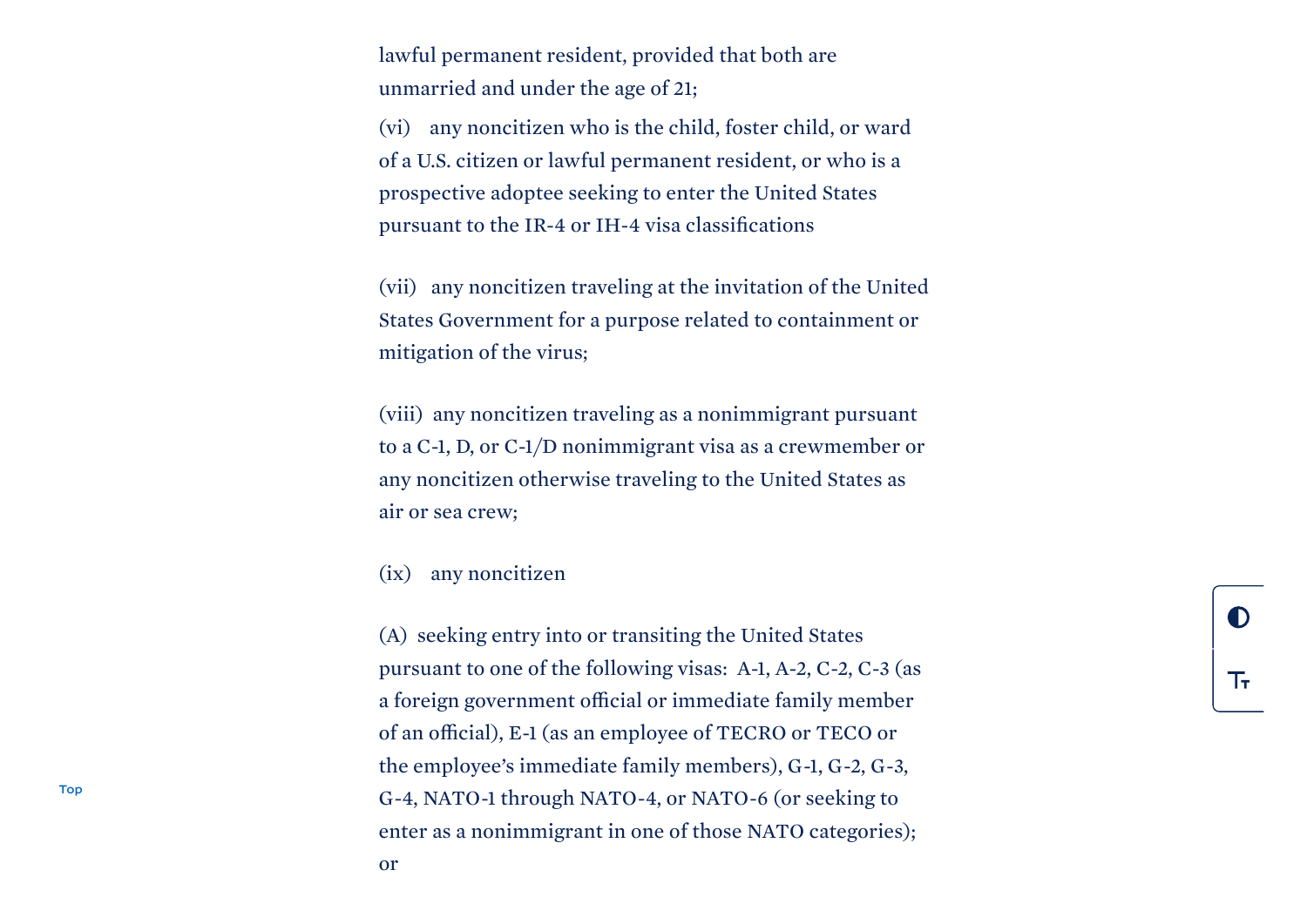lawful permanent resident, provided that both are unmarried and under the age of 21;

(vi) any noncitizen who is the child, foster child, or ward of a U.S. citizen or lawful permanent resident, or who is a prospective adoptee seeking to enter the United States pursuant to the IR-4 or IH-4 visa classifications

(vii) any noncitizen traveling at the invitation of the United States Government for a purpose related to containment or mitigation of the virus;

(viii) any noncitizen traveling as a nonimmigrant pursuant to a C-1, D, or C-1/D nonimmigrant visa as a crewmember or any noncitizen otherwise traveling to the United States as air or sea crew;

(ix) any noncitizen

(A) seeking entry into or transiting the United States pursuant to one of the following visas: A-1, A-2, C-2, C-3 (as a foreign government official or immediate family member of an official), E-1 (as an employee of TECRO or TECO or the employee's immediate family members), G-1, G-2, G-3, G-4, NATO-1 through NATO-4, or NATO-6 (or seeking to enter as a nonimmigrant in one of those NATO categories); or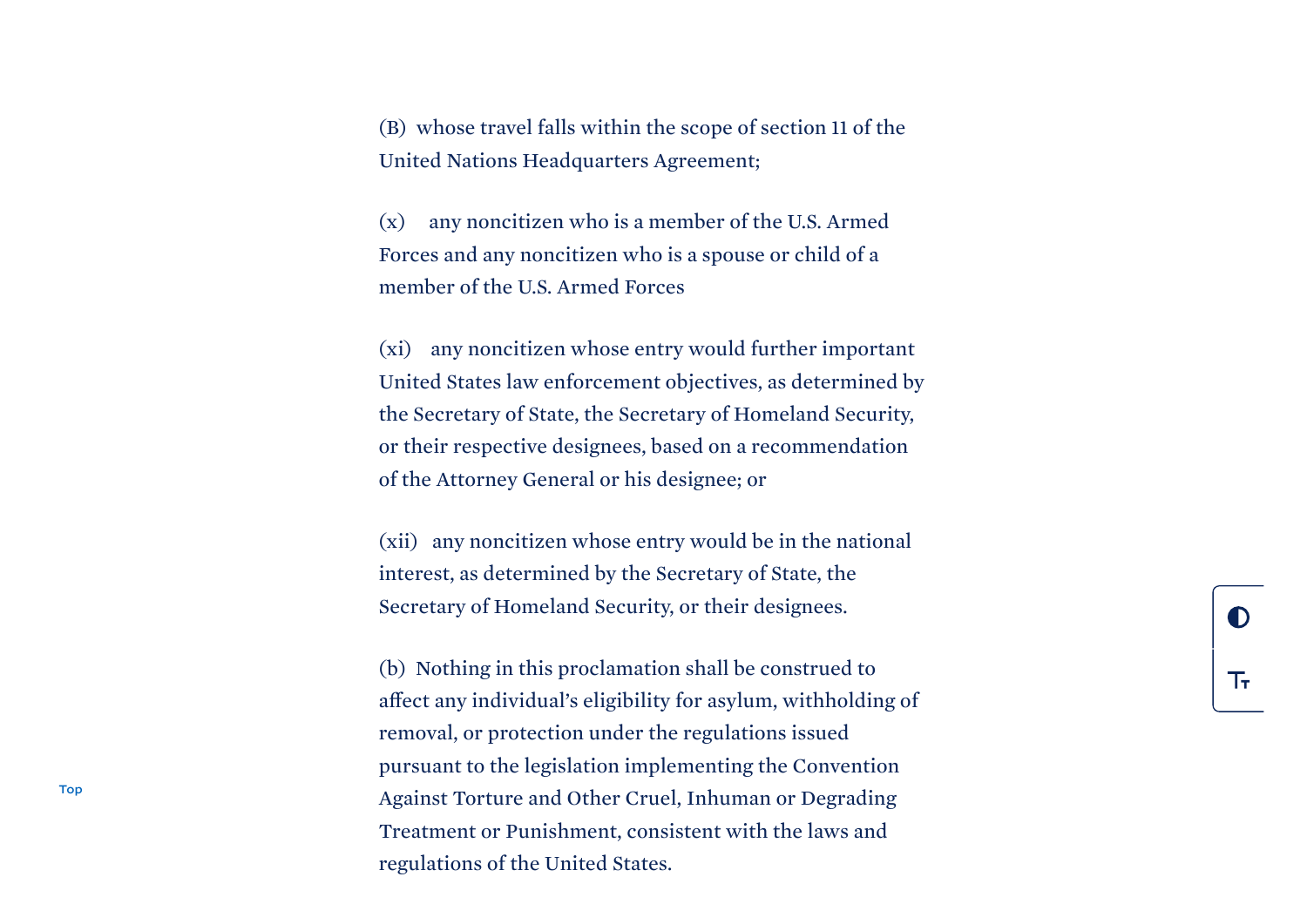(B) whose travel falls within the scope of section 11 of the United Nations Headquarters Agreement;

(x) any noncitizen who is a member of the U.S. Armed Forces and any noncitizen who is a spouse or child of a member of the U.S. Armed Forces

(xi) any noncitizen whose entry would further important United States law enforcement objectives, as determined by the Secretary of State, the Secretary of Homeland Security, or their respective designees, based on a recommendation of the Attorney General or his designee; or

(xii) any noncitizen whose entry would be in the national interest, as determined by the Secretary of State, the Secretary of Homeland Security, or their designees.

(b) Nothing in this proclamation shall be construed to affect any individual's eligibility for asylum, withholding of removal, or protection under the regulations issued pursuant to the legislation implementing the Convention Against Torture and Other Cruel, Inhuman or Degrading Treatment or Punishment, consistent with the laws and regulations of the United States.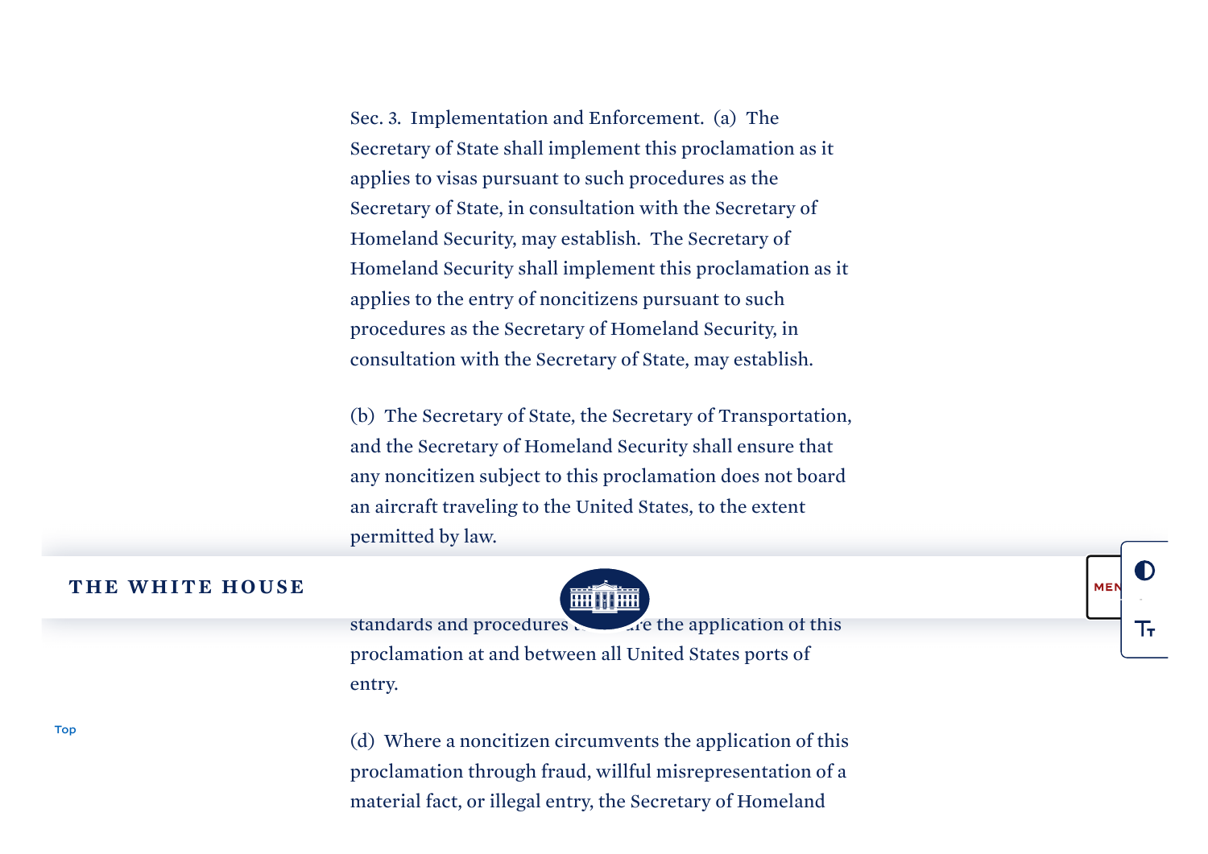Sec. 3. Implementation and Enforcement. (a) The Secretary of State shall implement this proclamation as it applies to visas pursuant to such procedures as the Secretary of State, in consultation with the Secretary of Homeland Security, may establish. The Secretary of Homeland Security shall implement this proclamation as it applies to the entry of noncitizens pursuant to such procedures as the Secretary of Homeland Security, in consultation with the Secretary of State, may establish.

(b) The Secretary of State, the Secretary of Transportation, and the Secretary of Homeland Security shall ensure that any noncitizen subject to this proclamation does not board an aircraft traveling to the United States, to the extent permitted by law.

standards and procedures ... the application of this proclamation at and between all United States ports of entry.

(d) Where a noncitizen circumvents the application of this proclamation through fraud, willful misrepresentation of a material fact, or illegal entry, the Secretary of Homeland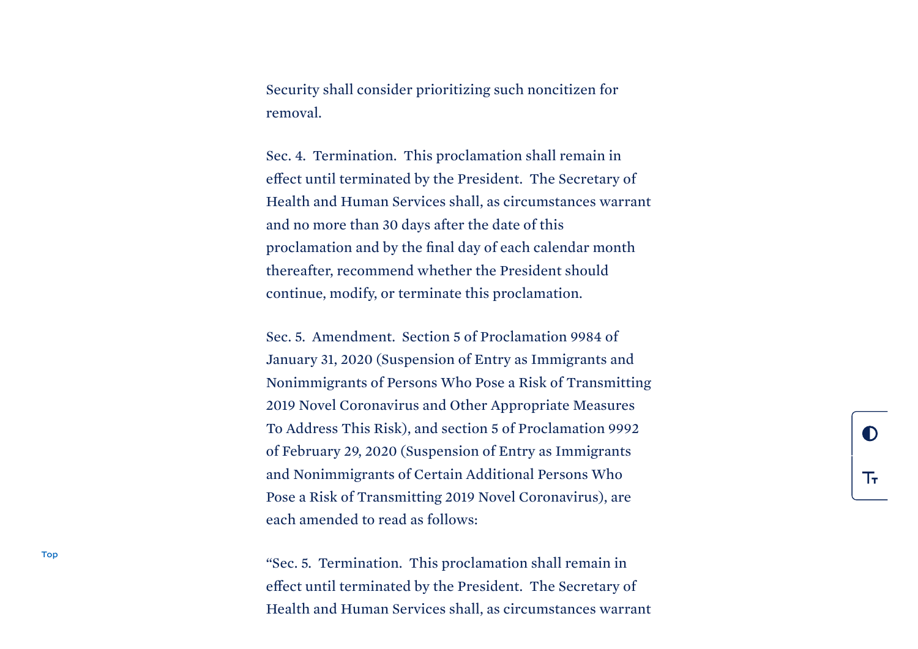Security shall consider prioritizing such noncitizen for removal.

Sec. 4. Termination. This proclamation shall remain in effect until terminated by the President. The Secretary of Health and Human Services shall, as circumstances warrant and no more than 30 days after the date of this proclamation and by the final day of each calendar month thereafter, recommend whether the President should continue, modify, or terminate this proclamation.

Sec. 5. Amendment. Section 5 of Proclamation 9984 of January 31, 2020 (Suspension of Entry as Immigrants and Nonimmigrants of Persons Who Pose a Risk of Transmitting 2019 Novel Coronavirus and Other Appropriate Measures To Address This Risk), and section 5 of Proclamation 9992 of February 29, 2020 (Suspension of Entry as Immigrants and Nonimmigrants of Certain Additional Persons Who Pose a Risk of Transmitting 2019 Novel Coronavirus), are each amended to read as follows:

"Sec. 5. Termination. This proclamation shall remain in effect until terminated by the President. The Secretary of Health and Human Services shall, as circumstances warrant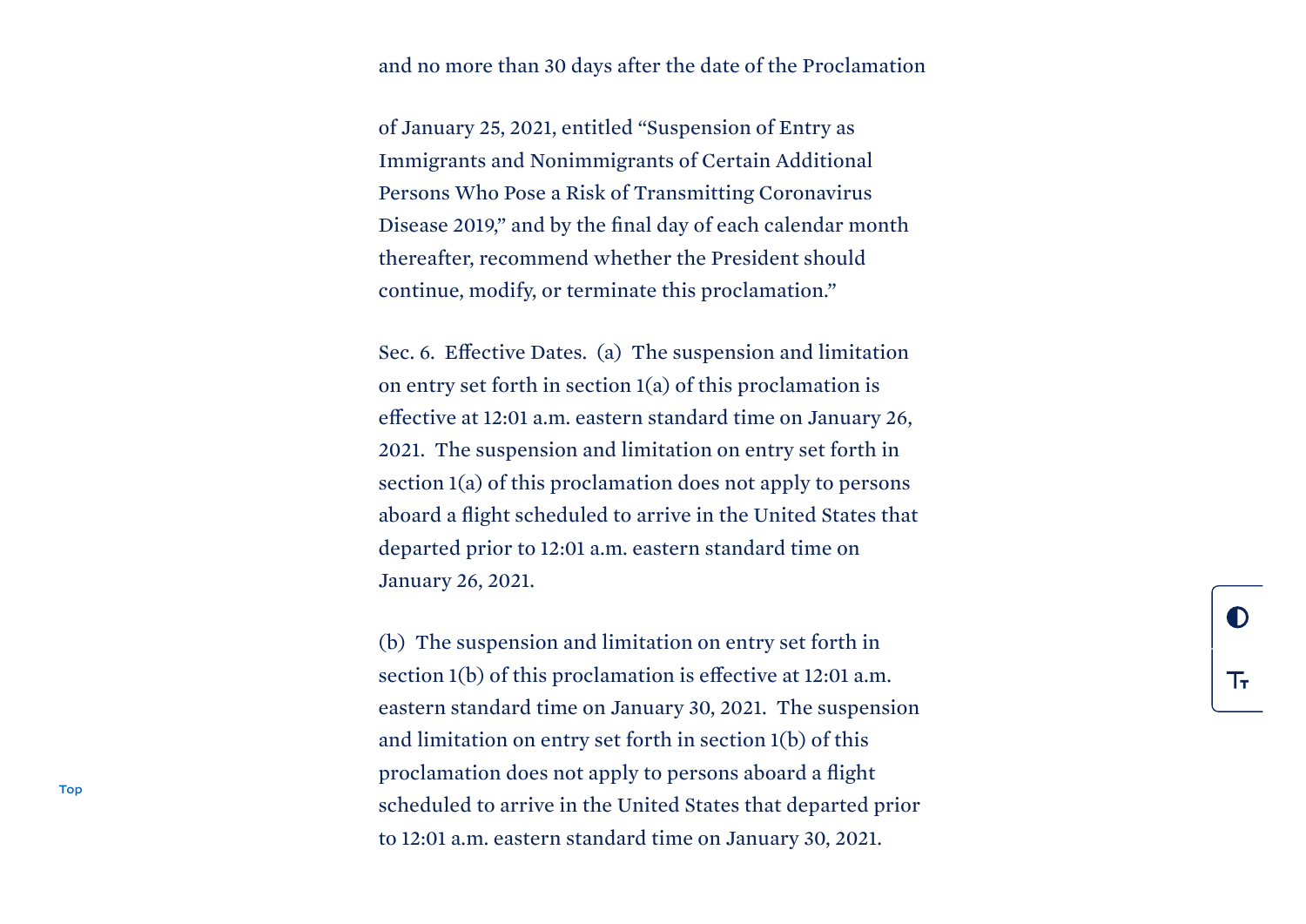and no more than 30 days after the date of the Proclamation

of January 25, 2021, entitled "Suspension of Entry as Immigrants and Nonimmigrants of Certain Additional Persons Who Pose a Risk of Transmitting Coronavirus Disease 2019," and by the final day of each calendar month thereafter, recommend whether the President should continue, modify, or terminate this proclamation."

Sec. 6. Effective Dates. (a) The suspension and limitation on entry set forth in section 1(a) of this proclamation is effective at 12:01 a.m. eastern standard time on January 26, 2021. The suspension and limitation on entry set forth in section 1(a) of this proclamation does not apply to persons aboard a flight scheduled to arrive in the United States that departed prior to 12:01 a.m. eastern standard time on January 26, 2021.

(b) The suspension and limitation on entry set forth in section 1(b) of this proclamation is effective at 12:01 a.m. eastern standard time on January 30, 2021. The suspension and limitation on entry set forth in section 1(b) of this proclamation does not apply to persons aboard a flight scheduled to arrive in the United States that departed prior to 12:01 a.m. eastern standard time on January 30, 2021.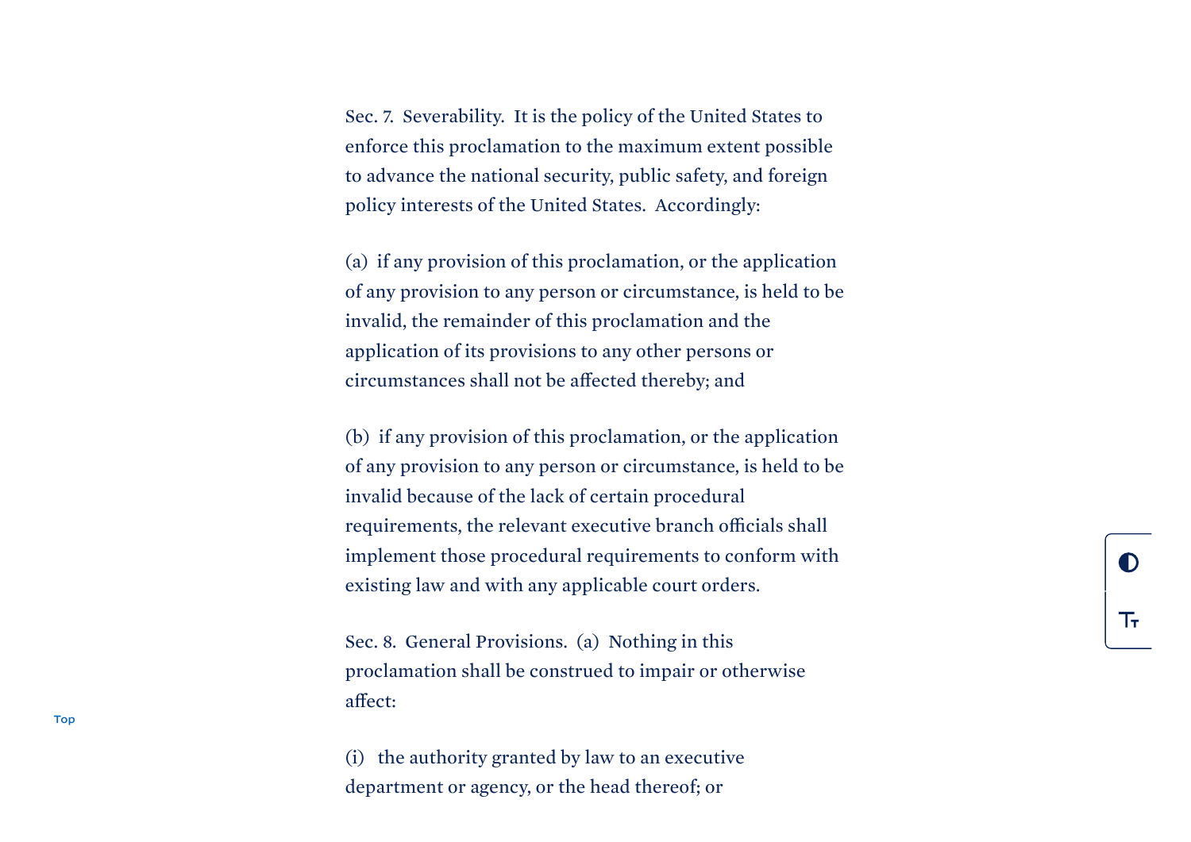Sec. 7. Severability. It is the policy of the United States to enforce this proclamation to the maximum extent possible to advance the national security, public safety, and foreign policy interests of the United States. Accordingly:

(a) if any provision of this proclamation, or the application of any provision to any person or circumstance, is held to be invalid, the remainder of this proclamation and the application of its provisions to any other persons or circumstances shall not be affected thereby; and

(b) if any provision of this proclamation, or the application of any provision to any person or circumstance, is held to be invalid because of the lack of certain procedural requirements, the relevant executive branch officials shall implement those procedural requirements to conform with existing law and with any applicable court orders.

Sec. 8. General Provisions. (a) Nothing in this proclamation shall be construed to impair or otherwise affect:

(i) the authority granted by law to an executive department or agency, or the head thereof; or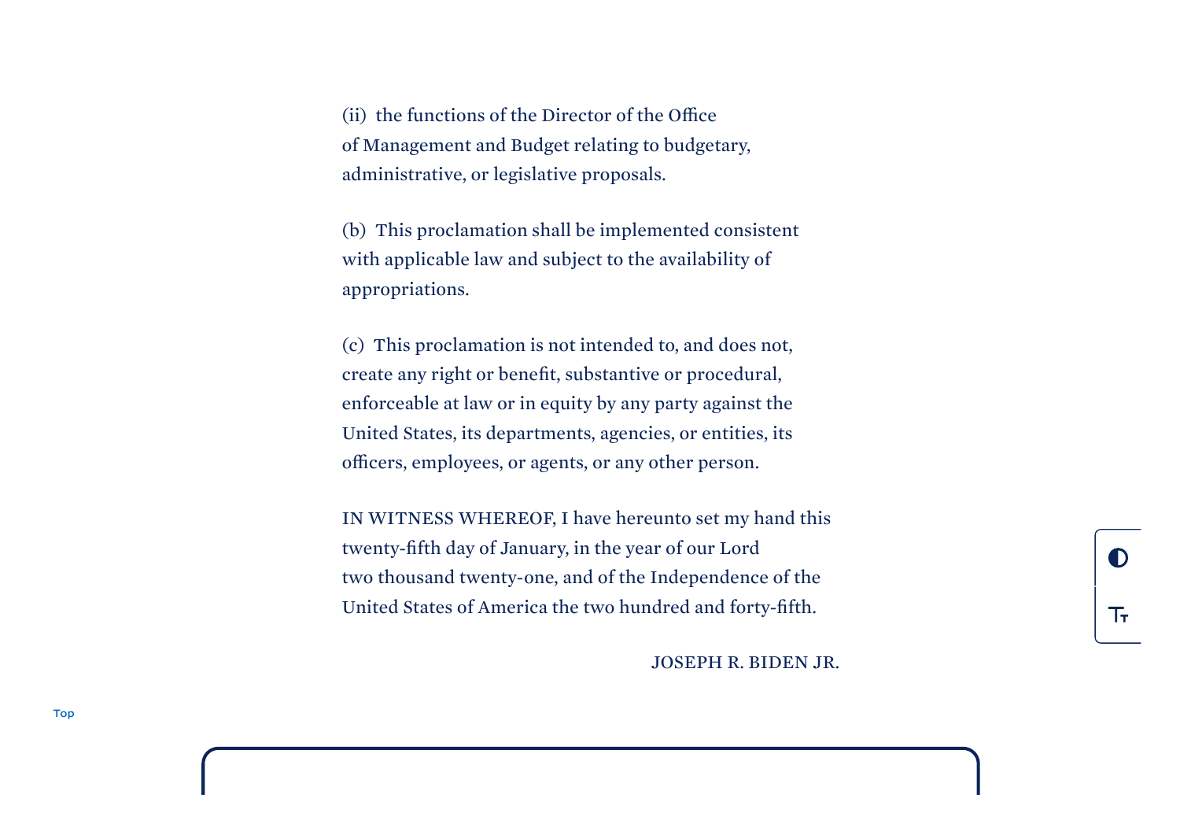(ii) the functions of the Director of the Office of Management and Budget relating to budgetary, administrative, or legislative proposals.

(b) This proclamation shall be implemented consistent with applicable law and subject to the availability of appropriations.

(c) This proclamation is not intended to, and does not, create any right or benefit, substantive or procedural, enforceable at law or in equity by any party against the United States, its departments, agencies, or entities, its officers, employees, or agents, or any other person.

IN WITNESS WHEREOF, I have hereunto set my hand this twenty-fifth day of January, in the year of our Lord two thousand twenty-one, and of the Independence of the United States of America the two hundred and forty-fifth.

JOSEPH R. BIDEN JR.